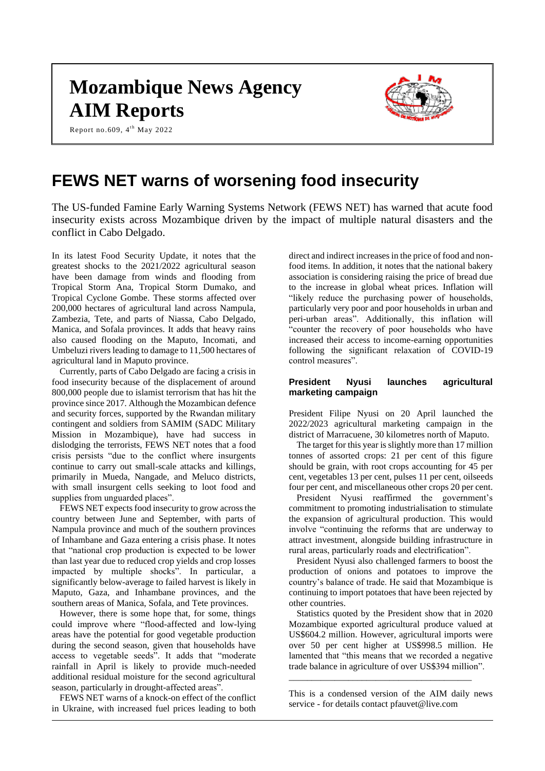# Mozambique News Agency
# AIM Reports

Report no.609, 4th May 2022

## FEWS NET warns of worsening food insecurity

The US-funded Famine Early Warning Systems Network (FEWS NET) has warned that acute food insecurity exists across Mozambique driven by the impact of multiple natural disasters and the conflict in Cabo Delgado.

In its latest Food Security Update, it notes that the greatest shocks to the 2021/2022 agricultural season have been damage from winds and flooding from Tropical Storm Ana, Tropical Storm Dumako, and Tropical Cyclone Gombe. These storms affected over 200,000 hectares of agricultural land across Nampula, Zambezia, Tete, and parts of Niassa, Cabo Delgado, Manica, and Sofala provinces. It adds that heavy rains also caused flooding on the Maputo, Incomati, and Umbeluzi rivers leading to damage to 11,500 hectares of agricultural land in Maputo province.

Currently, parts of Cabo Delgado are facing a crisis in food insecurity because of the displacement of around 800,000 people due to islamist terrorism that has hit the province since 2017. Although the Mozambican defence and security forces, supported by the Rwandan military contingent and soldiers from SAMIM (SADC Military Mission in Mozambique), have had success in dislodging the terrorists, FEWS NET notes that a food crisis persists "due to the conflict where insurgents continue to carry out small-scale attacks and killings, primarily in Mueda, Nangade, and Meluco districts, with small insurgent cells seeking to loot food and supplies from unguarded places".

FEWS NET expects food insecurity to grow across the country between June and September, with parts of Nampula province and much of the southern provinces of Inhambane and Gaza entering a crisis phase. It notes that "national crop production is expected to be lower than last year due to reduced crop yields and crop losses impacted by multiple shocks". In particular, a significantly below-average to failed harvest is likely in Maputo, Gaza, and Inhambane provinces, and the southern areas of Manica, Sofala, and Tete provinces.

However, there is some hope that, for some, things could improve where "flood-affected and low-lying areas have the potential for good vegetable production during the second season, given that households have access to vegetable seeds". It adds that "moderate rainfall in April is likely to provide much-needed additional residual moisture for the second agricultural season, particularly in drought-affected areas".

FEWS NET warns of a knock-on effect of the conflict in Ukraine, with increased fuel prices leading to both direct and indirect increases in the price of food and non-food items. In addition, it notes that the national bakery association is considering raising the price of bread due to the increase in global wheat prices. Inflation will "likely reduce the purchasing power of households, particularly very poor and poor households in urban and peri-urban areas". Additionally, this inflation will "counter the recovery of poor households who have increased their access to income-earning opportunities following the significant relaxation of COVID-19 control measures".

### President Nyusi launches agricultural marketing campaign

President Filipe Nyusi on 20 April launched the 2022/2023 agricultural marketing campaign in the district of Marracuene, 30 kilometres north of Maputo.

The target for this year is slightly more than 17 million tonnes of assorted crops: 21 per cent of this figure should be grain, with root crops accounting for 45 per cent, vegetables 13 per cent, pulses 11 per cent, oilseeds four per cent, and miscellaneous other crops 20 per cent.

President Nyusi reaffirmed the government's commitment to promoting industrialisation to stimulate the expansion of agricultural production. This would involve "continuing the reforms that are underway to attract investment, alongside building infrastructure in rural areas, particularly roads and electrification".

President Nyusi also challenged farmers to boost the production of onions and potatoes to improve the country's balance of trade. He said that Mozambique is continuing to import potatoes that have been rejected by other countries.

Statistics quoted by the President show that in 2020 Mozambique exported agricultural produce valued at US$604.2 million. However, agricultural imports were over 50 per cent higher at US$998.5 million. He lamented that "this means that we recorded a negative trade balance in agriculture of over US$394 million".

---

This is a condensed version of the AIM daily news service - for details contact pfauvet@live.com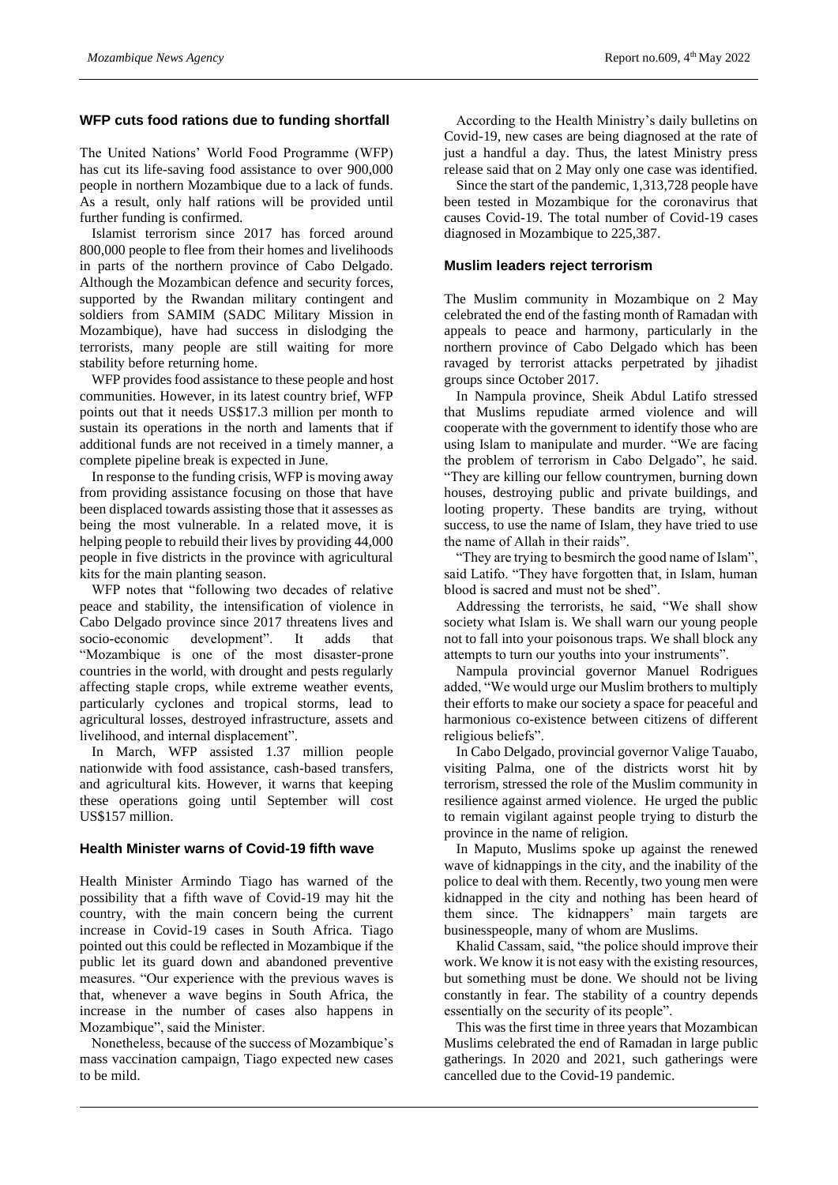## WFP cuts food rations due to funding shortfall

The United Nations' World Food Programme (WFP) has cut its life-saving food assistance to over 900,000 people in northern Mozambique due to a lack of funds. As a result, only half rations will be provided until further funding is confirmed.

Islamist terrorism since 2017 has forced around 800,000 people to flee from their homes and livelihoods in parts of the northern province of Cabo Delgado. Although the Mozambican defence and security forces, supported by the Rwandan military contingent and soldiers from SAMIM (SADC Military Mission in Mozambique), have had success in dislodging the terrorists, many people are still waiting for more stability before returning home.

WFP provides food assistance to these people and host communities. However, in its latest country brief, WFP points out that it needs US$17.3 million per month to sustain its operations in the north and laments that if additional funds are not received in a timely manner, a complete pipeline break is expected in June.

In response to the funding crisis, WFP is moving away from providing assistance focusing on those that have been displaced towards assisting those that it assesses as being the most vulnerable. In a related move, it is helping people to rebuild their lives by providing 44,000 people in five districts in the province with agricultural kits for the main planting season.

WFP notes that "following two decades of relative peace and stability, the intensification of violence in Cabo Delgado province since 2017 threatens lives and socio-economic development". It adds that "Mozambique is one of the most disaster-prone countries in the world, with drought and pests regularly affecting staple crops, while extreme weather events, particularly cyclones and tropical storms, lead to agricultural losses, destroyed infrastructure, assets and livelihood, and internal displacement".

In March, WFP assisted 1.37 million people nationwide with food assistance, cash-based transfers, and agricultural kits. However, it warns that keeping these operations going until September will cost US$157 million.

## Health Minister warns of Covid-19 fifth wave

Health Minister Armindo Tiago has warned of the possibility that a fifth wave of Covid-19 may hit the country, with the main concern being the current increase in Covid-19 cases in South Africa. Tiago pointed out this could be reflected in Mozambique if the public let its guard down and abandoned preventive measures. "Our experience with the previous waves is that, whenever a wave begins in South Africa, the increase in the number of cases also happens in Mozambique", said the Minister.

Nonetheless, because of the success of Mozambique's mass vaccination campaign, Tiago expected new cases to be mild.

According to the Health Ministry's daily bulletins on Covid-19, new cases are being diagnosed at the rate of just a handful a day. Thus, the latest Ministry press release said that on 2 May only one case was identified.

Since the start of the pandemic, 1,313,728 people have been tested in Mozambique for the coronavirus that causes Covid-19. The total number of Covid-19 cases diagnosed in Mozambique to 225,387.

## Muslim leaders reject terrorism

The Muslim community in Mozambique on 2 May celebrated the end of the fasting month of Ramadan with appeals to peace and harmony, particularly in the northern province of Cabo Delgado which has been ravaged by terrorist attacks perpetrated by jihadist groups since October 2017.

In Nampula province, Sheik Abdul Latifo stressed that Muslims repudiate armed violence and will cooperate with the government to identify those who are using Islam to manipulate and murder. "We are facing the problem of terrorism in Cabo Delgado", he said. "They are killing our fellow countrymen, burning down houses, destroying public and private buildings, and looting property. These bandits are trying, without success, to use the name of Islam, they have tried to use the name of Allah in their raids".

"They are trying to besmirch the good name of Islam", said Latifo. "They have forgotten that, in Islam, human blood is sacred and must not be shed".

Addressing the terrorists, he said, "We shall show society what Islam is. We shall warn our young people not to fall into your poisonous traps. We shall block any attempts to turn our youths into your instruments".

Nampula provincial governor Manuel Rodrigues added, "We would urge our Muslim brothers to multiply their efforts to make our society a space for peaceful and harmonious co-existence between citizens of different religious beliefs".

In Cabo Delgado, provincial governor Valige Tauabo, visiting Palma, one of the districts worst hit by terrorism, stressed the role of the Muslim community in resilience against armed violence. He urged the public to remain vigilant against people trying to disturb the province in the name of religion.

In Maputo, Muslims spoke up against the renewed wave of kidnappings in the city, and the inability of the police to deal with them. Recently, two young men were kidnapped in the city and nothing has been heard of them since. The kidnappers' main targets are businesspeople, many of whom are Muslims.

Khalid Cassam, said, "the police should improve their work. We know it is not easy with the existing resources, but something must be done. We should not be living constantly in fear. The stability of a country depends essentially on the security of its people".

This was the first time in three years that Mozambican Muslims celebrated the end of Ramadan in large public gatherings. In 2020 and 2021, such gatherings were cancelled due to the Covid-19 pandemic.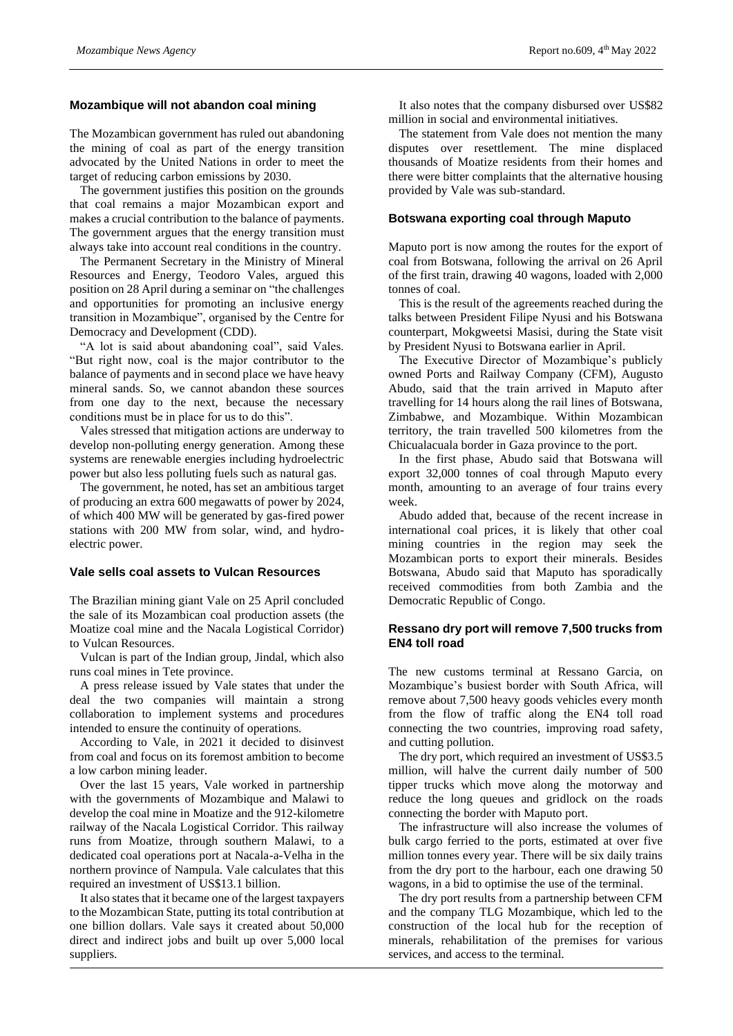## Mozambique will not abandon coal mining

The Mozambican government has ruled out abandoning the mining of coal as part of the energy transition advocated by the United Nations in order to meet the target of reducing carbon emissions by 2030.

The government justifies this position on the grounds that coal remains a major Mozambican export and makes a crucial contribution to the balance of payments. The government argues that the energy transition must always take into account real conditions in the country.

The Permanent Secretary in the Ministry of Mineral Resources and Energy, Teodoro Vales, argued this position on 28 April during a seminar on "the challenges and opportunities for promoting an inclusive energy transition in Mozambique", organised by the Centre for Democracy and Development (CDD).

"A lot is said about abandoning coal", said Vales. "But right now, coal is the major contributor to the balance of payments and in second place we have heavy mineral sands. So, we cannot abandon these sources from one day to the next, because the necessary conditions must be in place for us to do this".

Vales stressed that mitigation actions are underway to develop non-polluting energy generation. Among these systems are renewable energies including hydroelectric power but also less polluting fuels such as natural gas.

The government, he noted, has set an ambitious target of producing an extra 600 megawatts of power by 2024, of which 400 MW will be generated by gas-fired power stations with 200 MW from solar, wind, and hydro-electric power.

## Vale sells coal assets to Vulcan Resources

The Brazilian mining giant Vale on 25 April concluded the sale of its Mozambican coal production assets (the Moatize coal mine and the Nacala Logistical Corridor) to Vulcan Resources.

Vulcan is part of the Indian group, Jindal, which also runs coal mines in Tete province.

A press release issued by Vale states that under the deal the two companies will maintain a strong collaboration to implement systems and procedures intended to ensure the continuity of operations.

According to Vale, in 2021 it decided to disinvest from coal and focus on its foremost ambition to become a low carbon mining leader.

Over the last 15 years, Vale worked in partnership with the governments of Mozambique and Malawi to develop the coal mine in Moatize and the 912-kilometre railway of the Nacala Logistical Corridor. This railway runs from Moatize, through southern Malawi, to a dedicated coal operations port at Nacala-a-Velha in the northern province of Nampula. Vale calculates that this required an investment of US$13.1 billion.

It also states that it became one of the largest taxpayers to the Mozambican State, putting its total contribution at one billion dollars. Vale says it created about 50,000 direct and indirect jobs and built up over 5,000 local suppliers.

It also notes that the company disbursed over US$82 million in social and environmental initiatives.

The statement from Vale does not mention the many disputes over resettlement. The mine displaced thousands of Moatize residents from their homes and there were bitter complaints that the alternative housing provided by Vale was sub-standard.

## Botswana exporting coal through Maputo

Maputo port is now among the routes for the export of coal from Botswana, following the arrival on 26 April of the first train, drawing 40 wagons, loaded with 2,000 tonnes of coal.

This is the result of the agreements reached during the talks between President Filipe Nyusi and his Botswana counterpart, Mokgweetsi Masisi, during the State visit by President Nyusi to Botswana earlier in April.

The Executive Director of Mozambique's publicly owned Ports and Railway Company (CFM), Augusto Abudo, said that the train arrived in Maputo after travelling for 14 hours along the rail lines of Botswana, Zimbabwe, and Mozambique. Within Mozambican territory, the train travelled 500 kilometres from the Chicualacuala border in Gaza province to the port.

In the first phase, Abudo said that Botswana will export 32,000 tonnes of coal through Maputo every month, amounting to an average of four trains every week.

Abudo added that, because of the recent increase in international coal prices, it is likely that other coal mining countries in the region may seek the Mozambican ports to export their minerals. Besides Botswana, Abudo said that Maputo has sporadically received commodities from both Zambia and the Democratic Republic of Congo.

## Ressano dry port will remove 7,500 trucks from EN4 toll road

The new customs terminal at Ressano Garcia, on Mozambique's busiest border with South Africa, will remove about 7,500 heavy goods vehicles every month from the flow of traffic along the EN4 toll road connecting the two countries, improving road safety, and cutting pollution.

The dry port, which required an investment of US$3.5 million, will halve the current daily number of 500 tipper trucks which move along the motorway and reduce the long queues and gridlock on the roads connecting the border with Maputo port.

The infrastructure will also increase the volumes of bulk cargo ferried to the ports, estimated at over five million tonnes every year. There will be six daily trains from the dry port to the harbour, each one drawing 50 wagons, in a bid to optimise the use of the terminal.

The dry port results from a partnership between CFM and the company TLG Mozambique, which led to the construction of the local hub for the reception of minerals, rehabilitation of the premises for various services, and access to the terminal.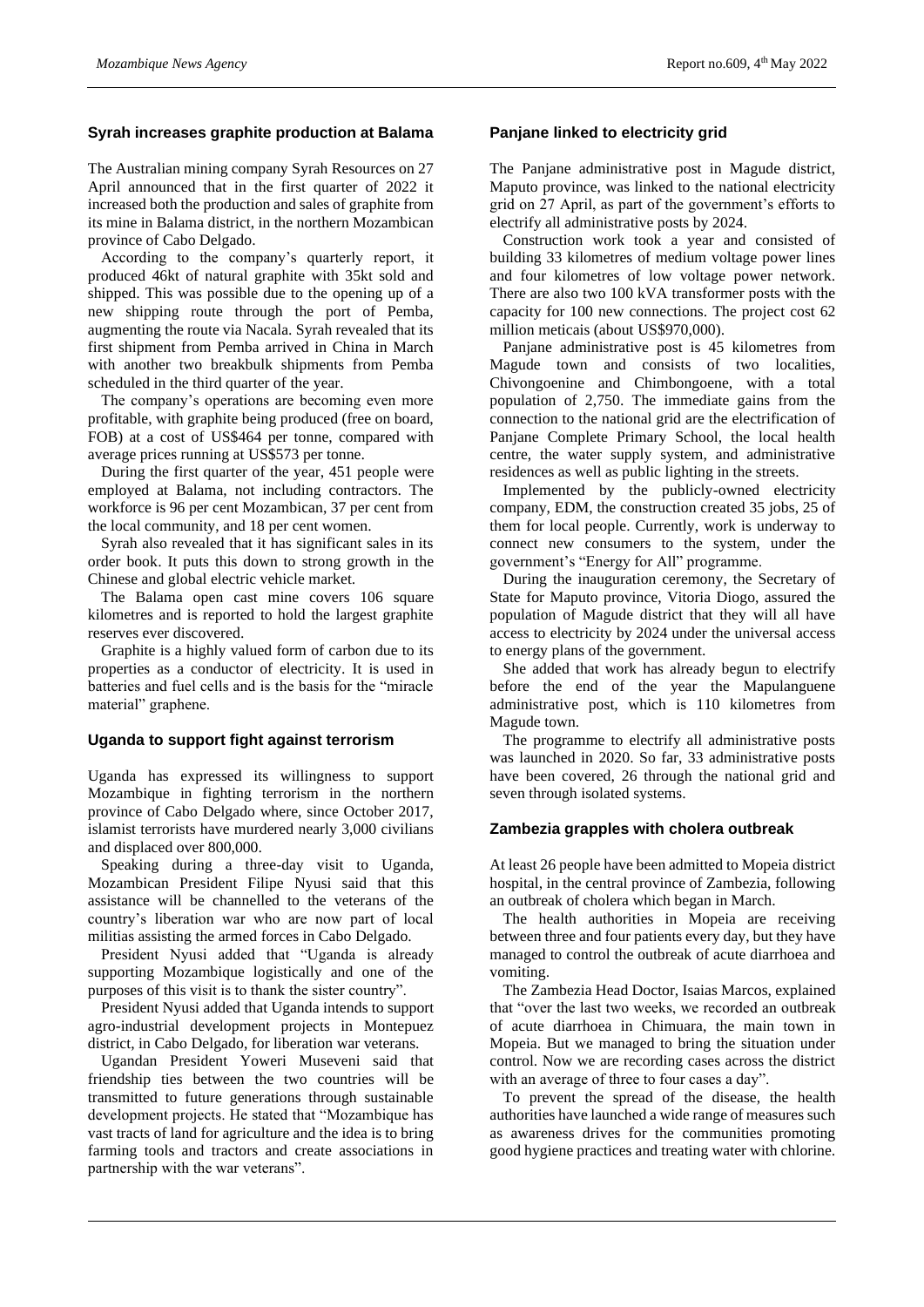## Syrah increases graphite production at Balama

The Australian mining company Syrah Resources on 27 April announced that in the first quarter of 2022 it increased both the production and sales of graphite from its mine in Balama district, in the northern Mozambican province of Cabo Delgado.

According to the company's quarterly report, it produced 46kt of natural graphite with 35kt sold and shipped. This was possible due to the opening up of a new shipping route through the port of Pemba, augmenting the route via Nacala. Syrah revealed that its first shipment from Pemba arrived in China in March with another two breakbulk shipments from Pemba scheduled in the third quarter of the year.

The company's operations are becoming even more profitable, with graphite being produced (free on board, FOB) at a cost of US$464 per tonne, compared with average prices running at US$573 per tonne.

During the first quarter of the year, 451 people were employed at Balama, not including contractors. The workforce is 96 per cent Mozambican, 37 per cent from the local community, and 18 per cent women.

Syrah also revealed that it has significant sales in its order book. It puts this down to strong growth in the Chinese and global electric vehicle market.

The Balama open cast mine covers 106 square kilometres and is reported to hold the largest graphite reserves ever discovered.

Graphite is a highly valued form of carbon due to its properties as a conductor of electricity. It is used in batteries and fuel cells and is the basis for the "miracle material" graphene.

## Uganda to support fight against terrorism

Uganda has expressed its willingness to support Mozambique in fighting terrorism in the northern province of Cabo Delgado where, since October 2017, islamist terrorists have murdered nearly 3,000 civilians and displaced over 800,000.

Speaking during a three-day visit to Uganda, Mozambican President Filipe Nyusi said that this assistance will be channelled to the veterans of the country's liberation war who are now part of local militias assisting the armed forces in Cabo Delgado.

President Nyusi added that "Uganda is already supporting Mozambique logistically and one of the purposes of this visit is to thank the sister country".

President Nyusi added that Uganda intends to support agro-industrial development projects in Montepuez district, in Cabo Delgado, for liberation war veterans.

Ugandan President Yoweri Museveni said that friendship ties between the two countries will be transmitted to future generations through sustainable development projects. He stated that "Mozambique has vast tracts of land for agriculture and the idea is to bring farming tools and tractors and create associations in partnership with the war veterans".

## Panjane linked to electricity grid

The Panjane administrative post in Magude district, Maputo province, was linked to the national electricity grid on 27 April, as part of the government's efforts to electrify all administrative posts by 2024.

Construction work took a year and consisted of building 33 kilometres of medium voltage power lines and four kilometres of low voltage power network. There are also two 100 kVA transformer posts with the capacity for 100 new connections. The project cost 62 million meticais (about US$970,000).

Panjane administrative post is 45 kilometres from Magude town and consists of two localities, Chivongoenine and Chimbongoene, with a total population of 2,750. The immediate gains from the connection to the national grid are the electrification of Panjane Complete Primary School, the local health centre, the water supply system, and administrative residences as well as public lighting in the streets.

Implemented by the publicly-owned electricity company, EDM, the construction created 35 jobs, 25 of them for local people. Currently, work is underway to connect new consumers to the system, under the government's "Energy for All" programme.

During the inauguration ceremony, the Secretary of State for Maputo province, Vitoria Diogo, assured the population of Magude district that they will all have access to electricity by 2024 under the universal access to energy plans of the government.

She added that work has already begun to electrify before the end of the year the Mapulanguene administrative post, which is 110 kilometres from Magude town.

The programme to electrify all administrative posts was launched in 2020. So far, 33 administrative posts have been covered, 26 through the national grid and seven through isolated systems.

## Zambezia grapples with cholera outbreak

At least 26 people have been admitted to Mopeia district hospital, in the central province of Zambezia, following an outbreak of cholera which began in March.

The health authorities in Mopeia are receiving between three and four patients every day, but they have managed to control the outbreak of acute diarrhoea and vomiting.

The Zambezia Head Doctor, Isaias Marcos, explained that "over the last two weeks, we recorded an outbreak of acute diarrhoea in Chimuara, the main town in Mopeia. But we managed to bring the situation under control. Now we are recording cases across the district with an average of three to four cases a day".

To prevent the spread of the disease, the health authorities have launched a wide range of measures such as awareness drives for the communities promoting good hygiene practices and treating water with chlorine.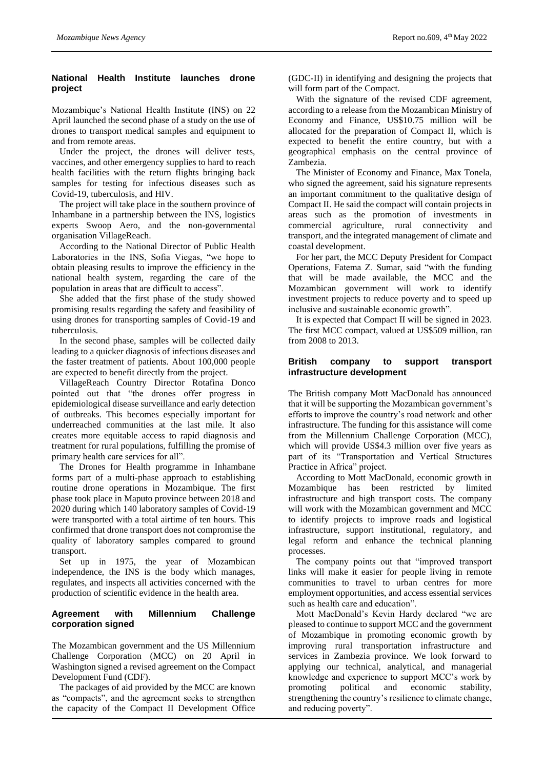## National Health Institute launches drone project

Mozambique's National Health Institute (INS) on 22 April launched the second phase of a study on the use of drones to transport medical samples and equipment to and from remote areas.

Under the project, the drones will deliver tests, vaccines, and other emergency supplies to hard to reach health facilities with the return flights bringing back samples for testing for infectious diseases such as Covid-19, tuberculosis, and HIV.

The project will take place in the southern province of Inhambane in a partnership between the INS, logistics experts Swoop Aero, and the non-governmental organisation VillageReach.

According to the National Director of Public Health Laboratories in the INS, Sofia Viegas, "we hope to obtain pleasing results to improve the efficiency in the national health system, regarding the care of the population in areas that are difficult to access".

She added that the first phase of the study showed promising results regarding the safety and feasibility of using drones for transporting samples of Covid-19 and tuberculosis.

In the second phase, samples will be collected daily leading to a quicker diagnosis of infectious diseases and the faster treatment of patients. About 100,000 people are expected to benefit directly from the project.

VillageReach Country Director Rotafina Donco pointed out that "the drones offer progress in epidemiological disease surveillance and early detection of outbreaks. This becomes especially important for underreached communities at the last mile. It also creates more equitable access to rapid diagnosis and treatment for rural populations, fulfilling the promise of primary health care services for all".

The Drones for Health programme in Inhambane forms part of a multi-phase approach to establishing routine drone operations in Mozambique. The first phase took place in Maputo province between 2018 and 2020 during which 140 laboratory samples of Covid-19 were transported with a total airtime of ten hours. This confirmed that drone transport does not compromise the quality of laboratory samples compared to ground transport.

Set up in 1975, the year of Mozambican independence, the INS is the body which manages, regulates, and inspects all activities concerned with the production of scientific evidence in the health area.

## Agreement with Millennium Challenge corporation signed

The Mozambican government and the US Millennium Challenge Corporation (MCC) on 20 April in Washington signed a revised agreement on the Compact Development Fund (CDF).

The packages of aid provided by the MCC are known as "compacts", and the agreement seeks to strengthen the capacity of the Compact II Development Office (GDC-II) in identifying and designing the projects that will form part of the Compact.

With the signature of the revised CDF agreement, according to a release from the Mozambican Ministry of Economy and Finance, US$10.75 million will be allocated for the preparation of Compact II, which is expected to benefit the entire country, but with a geographical emphasis on the central province of Zambezia.

The Minister of Economy and Finance, Max Tonela, who signed the agreement, said his signature represents an important commitment to the qualitative design of Compact II. He said the compact will contain projects in areas such as the promotion of investments in commercial agriculture, rural connectivity and transport, and the integrated management of climate and coastal development.

For her part, the MCC Deputy President for Compact Operations, Fatema Z. Sumar, said "with the funding that will be made available, the MCC and the Mozambican government will work to identify investment projects to reduce poverty and to speed up inclusive and sustainable economic growth".

It is expected that Compact II will be signed in 2023. The first MCC compact, valued at US$509 million, ran from 2008 to 2013.

## British company to support transport infrastructure development

The British company Mott MacDonald has announced that it will be supporting the Mozambican government's efforts to improve the country's road network and other infrastructure. The funding for this assistance will come from the Millennium Challenge Corporation (MCC), which will provide US$4.3 million over five years as part of its "Transportation and Vertical Structures Practice in Africa" project.

According to Mott MacDonald, economic growth in Mozambique has been restricted by limited infrastructure and high transport costs. The company will work with the Mozambican government and MCC to identify projects to improve roads and logistical infrastructure, support institutional, regulatory, and legal reform and enhance the technical planning processes.

The company points out that "improved transport links will make it easier for people living in remote communities to travel to urban centres for more employment opportunities, and access essential services such as health care and education".

Mott MacDonald's Kevin Hardy declared "we are pleased to continue to support MCC and the government of Mozambique in promoting economic growth by improving rural transportation infrastructure and services in Zambezia province. We look forward to applying our technical, analytical, and managerial knowledge and experience to support MCC's work by promoting political and economic stability, strengthening the country's resilience to climate change, and reducing poverty".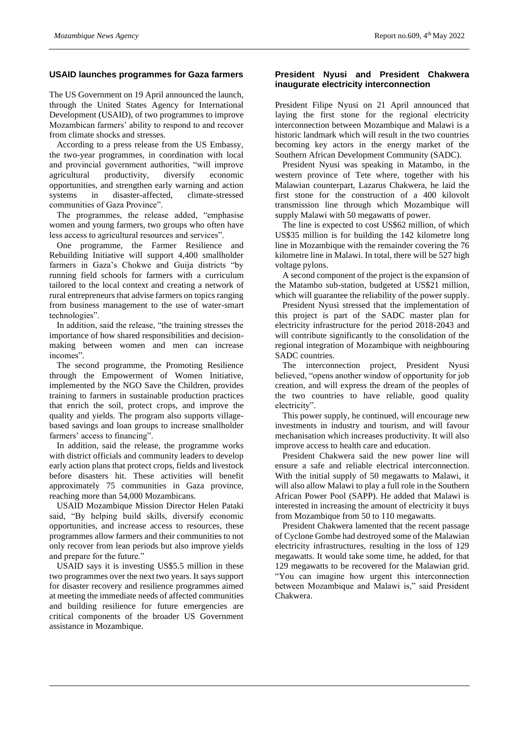## USAID launches programmes for Gaza farmers

The US Government on 19 April announced the launch, through the United States Agency for International Development (USAID), of two programmes to improve Mozambican farmers' ability to respond to and recover from climate shocks and stresses.

According to a press release from the US Embassy, the two-year programmes, in coordination with local and provincial government authorities, "will improve agricultural productivity, diversify economic opportunities, and strengthen early warning and action systems in disaster-affected, climate-stressed communities of Gaza Province".

The programmes, the release added, "emphasise women and young farmers, two groups who often have less access to agricultural resources and services".

One programme, the Farmer Resilience and Rebuilding Initiative will support 4,400 smallholder farmers in Gaza's Chokwe and Guija districts "by running field schools for farmers with a curriculum tailored to the local context and creating a network of rural entrepreneurs that advise farmers on topics ranging from business management to the use of water-smart technologies".

In addition, said the release, "the training stresses the importance of how shared responsibilities and decision-making between women and men can increase incomes".

The second programme, the Promoting Resilience through the Empowerment of Women Initiative, implemented by the NGO Save the Children, provides training to farmers in sustainable production practices that enrich the soil, protect crops, and improve the quality and yields. The program also supports village-based savings and loan groups to increase smallholder farmers' access to financing".

In addition, said the release, the programme works with district officials and community leaders to develop early action plans that protect crops, fields and livestock before disasters hit. These activities will benefit approximately 75 communities in Gaza province, reaching more than 54,000 Mozambicans.

USAID Mozambique Mission Director Helen Pataki said, "By helping build skills, diversify economic opportunities, and increase access to resources, these programmes allow farmers and their communities to not only recover from lean periods but also improve yields and prepare for the future."

USAID says it is investing US$5.5 million in these two programmes over the next two years. It says support for disaster recovery and resilience programmes aimed at meeting the immediate needs of affected communities and building resilience for future emergencies are critical components of the broader US Government assistance in Mozambique.

## President Nyusi and President Chakwera inaugurate electricity interconnection

President Filipe Nyusi on 21 April announced that laying the first stone for the regional electricity interconnection between Mozambique and Malawi is a historic landmark which will result in the two countries becoming key actors in the energy market of the Southern African Development Community (SADC).

President Nyusi was speaking in Matambo, in the western province of Tete where, together with his Malawian counterpart, Lazarus Chakwera, he laid the first stone for the construction of a 400 kilovolt transmission line through which Mozambique will supply Malawi with 50 megawatts of power.

The line is expected to cost US$62 million, of which US$35 million is for building the 142 kilometre long line in Mozambique with the remainder covering the 76 kilometre line in Malawi. In total, there will be 527 high voltage pylons.

A second component of the project is the expansion of the Matambo sub-station, budgeted at US$21 million, which will guarantee the reliability of the power supply.

President Nyusi stressed that the implementation of this project is part of the SADC master plan for electricity infrastructure for the period 2018-2043 and will contribute significantly to the consolidation of the regional integration of Mozambique with neighbouring SADC countries.

The interconnection project, President Nyusi believed, "opens another window of opportunity for job creation, and will express the dream of the peoples of the two countries to have reliable, good quality electricity".

This power supply, he continued, will encourage new investments in industry and tourism, and will favour mechanisation which increases productivity. It will also improve access to health care and education.

President Chakwera said the new power line will ensure a safe and reliable electrical interconnection. With the initial supply of 50 megawatts to Malawi, it will also allow Malawi to play a full role in the Southern African Power Pool (SAPP). He added that Malawi is interested in increasing the amount of electricity it buys from Mozambique from 50 to 110 megawatts.

President Chakwera lamented that the recent passage of Cyclone Gombe had destroyed some of the Malawian electricity infrastructures, resulting in the loss of 129 megawatts. It would take some time, he added, for that 129 megawatts to be recovered for the Malawian grid. "You can imagine how urgent this interconnection between Mozambique and Malawi is," said President Chakwera.